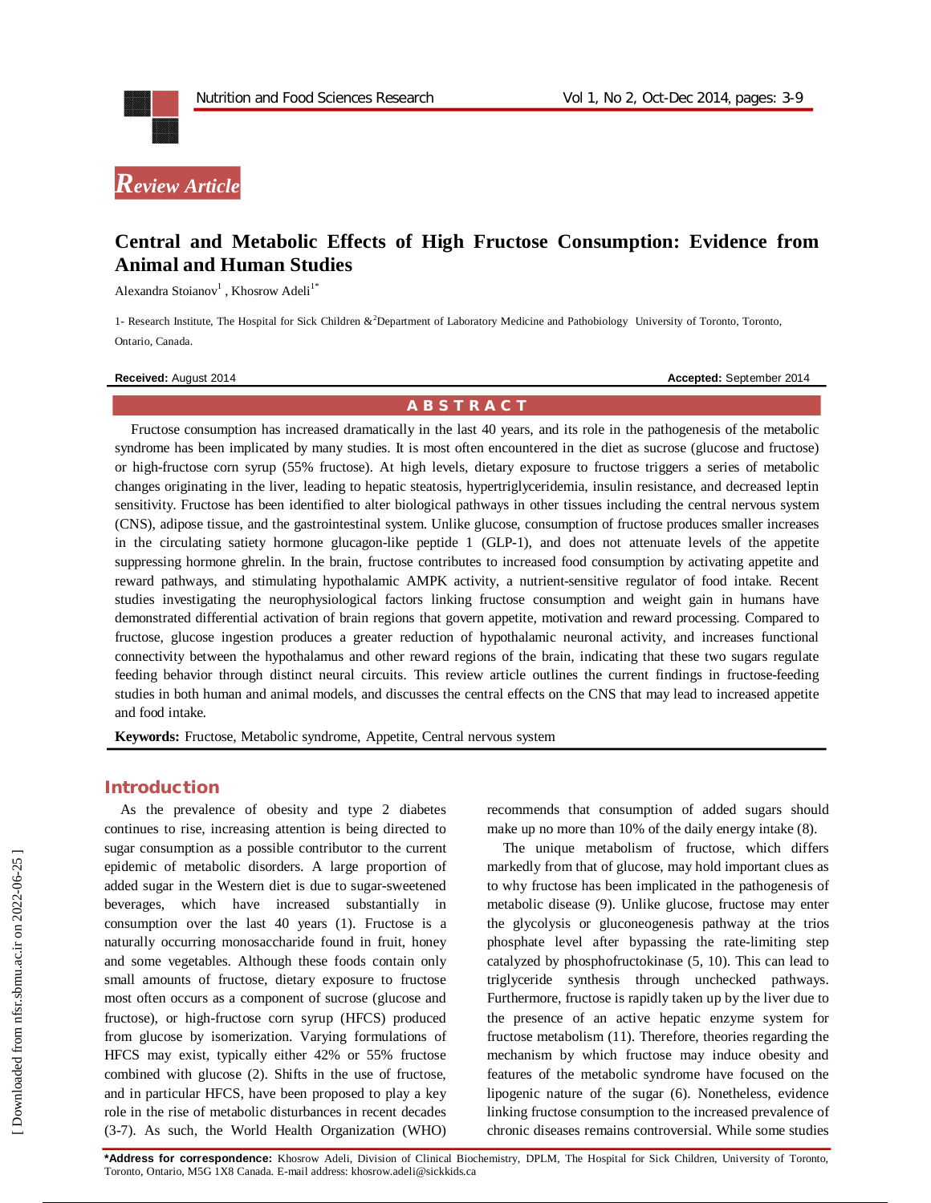Review Article

# Central and Metabolic Effects of High Fructose Consumption: Evidence from Animal and Human Studies

Alexandra Stoianov[1], Khosrow Adeli[1*]

1- Research Institute, The Hospital for Sick Children &[2]Department of Laboratory Medicine and Pathobiology University of Toronto, Toronto, Ontario, Canada.

**Received:** August 2014 **Accepted:** September 2014

## ABSTRACT

Fructose consumption has increased dramatically in the last 40 years, and its role in the pathogenesis of the metabolic syndrome has been implicated by many studies. It is most often encountered in the diet as sucrose (glucose and fructose) or high-fructose corn syrup (55% fructose). At high levels, dietary exposure to fructose triggers a series of metabolic changes originating in the liver, leading to hepatic steatosis, hypertriglyceridemia, insulin resistance, and decreased leptin sensitivity. Fructose has been identified to alter biological pathways in other tissues including the central nervous system (CNS), adipose tissue, and the gastrointestinal system. Unlike glucose, consumption of fructose produces smaller increases in the circulating satiety hormone glucagon-like peptide 1 (GLP-1), and does not attenuate levels of the appetite suppressing hormone ghrelin. In the brain, fructose contributes to increased food consumption by activating appetite and reward pathways, and stimulating hypothalamic AMPK activity, a nutrient-sensitive regulator of food intake. Recent studies investigating the neurophysiological factors linking fructose consumption and weight gain in humans have demonstrated differential activation of brain regions that govern appetite, motivation and reward processing. Compared to fructose, glucose ingestion produces a greater reduction of hypothalamic neuronal activity, and increases functional connectivity between the hypothalamus and other reward regions of the brain, indicating that these two sugars regulate feeding behavior through distinct neural circuits. This review article outlines the current findings in fructose-feeding studies in both human and animal models, and discusses the central effects on the CNS that may lead to increased appetite and food intake.

**Keywords:** Fructose, Metabolic syndrome, Appetite, Central nervous system

## Introduction

As the prevalence of obesity and type 2 diabetes continues to rise, increasing attention is being directed to sugar consumption as a possible contributor to the current epidemic of metabolic disorders. A large proportion of added sugar in the Western diet is due to sugar-sweetened beverages, which have increased substantially in consumption over the last 40 years (1). Fructose is a naturally occurring monosaccharide found in fruit, honey and some vegetables. Although these foods contain only small amounts of fructose, dietary exposure to fructose most often occurs as a component of sucrose (glucose and fructose), or high-fructose corn syrup (HFCS) produced from glucose by isomerization. Varying formulations of HFCS may exist, typically either 42% or 55% fructose combined with glucose (2). Shifts in the use of fructose, and in particular HFCS, have been proposed to play a key role in the rise of metabolic disturbances in recent decades (3-7). As such, the World Health Organization (WHO) recommends that consumption of added sugars should make up no more than 10% of the daily energy intake (8).

The unique metabolism of fructose, which differs markedly from that of glucose, may hold important clues as to why fructose has been implicated in the pathogenesis of metabolic disease (9). Unlike glucose, fructose may enter the glycolysis or gluconeogenesis pathway at the trios phosphate level after bypassing the rate-limiting step catalyzed by phosphofructokinase (5, 10). This can lead to triglyceride synthesis through unchecked pathways. Furthermore, fructose is rapidly taken up by the liver due to the presence of an active hepatic enzyme system for fructose metabolism (11). Therefore, theories regarding the mechanism by which fructose may induce obesity and features of the metabolic syndrome have focused on the lipogenic nature of the sugar (6). Nonetheless, evidence linking fructose consumption to the increased prevalence of chronic diseases remains controversial. While some studies

**\*Address for correspondence:** Khosrow Adeli, Division of Clinical Biochemistry, DPLM, The Hospital for Sick Children, University of Toronto, Toronto, Ontario, M5G 1X8 Canada. E-mail address: khosrow.adeli@sickkids.ca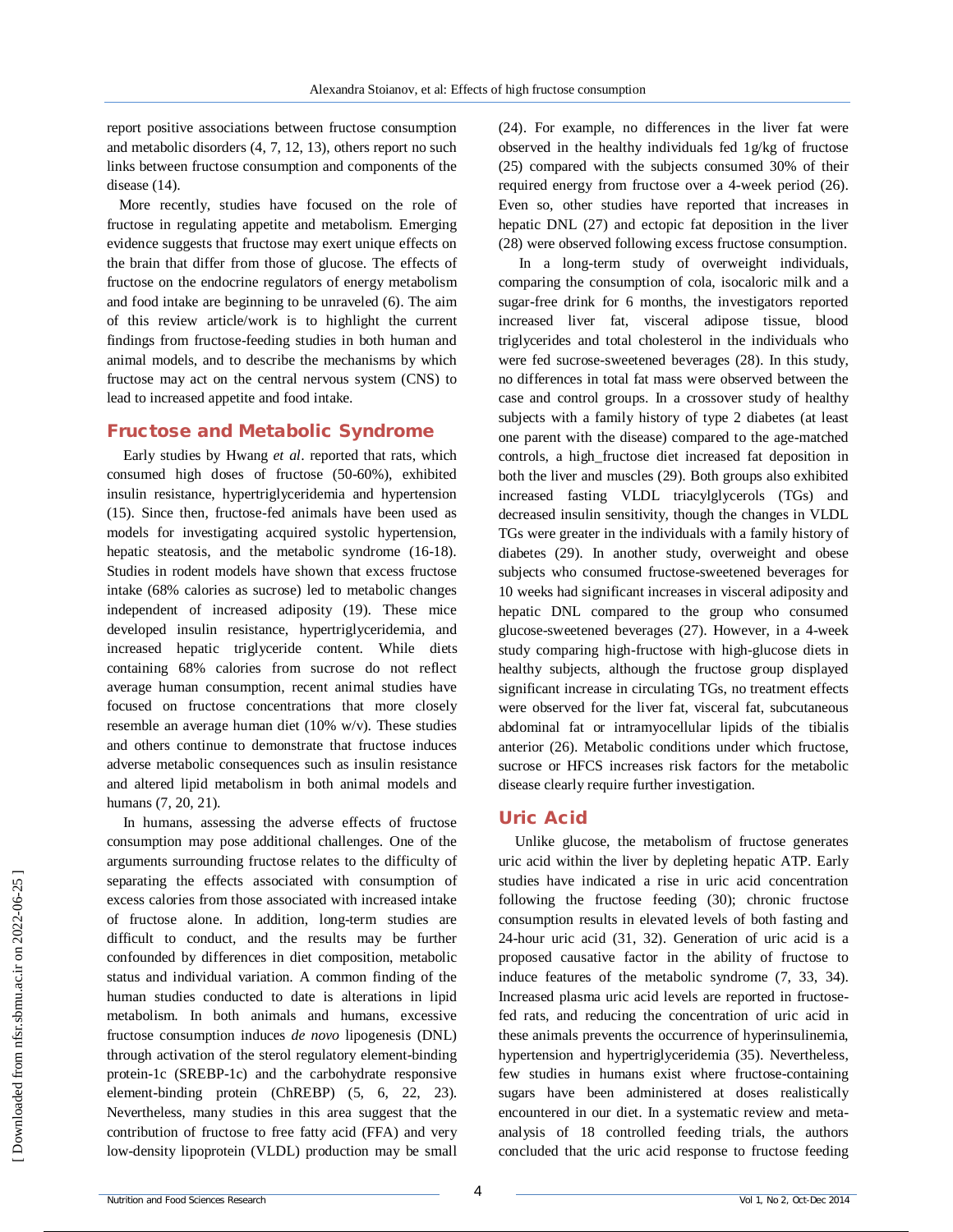report positive associations between fructose consumption and metabolic disorders (4, 7, 12, 13), others report no such links between fructose consumption and components of the disease (14).

More recently, studies have focused on the role of fructose in regulating appetite and metabolism. Emerging evidence suggests that fructose may exert unique effects on the brain that differ from those of glucose. The effects of fructose on the endocrine regulators of energy metabolism and food intake are beginning to be unraveled (6). The aim of this review article/work is to highlight the current findings from fructose-feeding studies in both human and animal models, and to describe the mechanisms by which fructose may act on the central nervous system (CNS) to lead to increased appetite and food intake.

## Fructose and Metabolic Syndrome

Early studies by Hwang *et al*. reported that rats, which consumed high doses of fructose (50-60%), exhibited insulin resistance, hypertriglyceridemia and hypertension (15). Since then, fructose-fed animals have been used as models for investigating acquired systolic hypertension, hepatic steatosis, and the metabolic syndrome (16-18). Studies in rodent models have shown that excess fructose intake (68% calories as sucrose) led to metabolic changes independent of increased adiposity (19). These mice developed insulin resistance, hypertriglyceridemia, and increased hepatic triglyceride content. While diets containing 68% calories from sucrose do not reflect average human consumption, recent animal studies have focused on fructose concentrations that more closely resemble an average human diet (10% w/v). These studies and others continue to demonstrate that fructose induces adverse metabolic consequences such as insulin resistance and altered lipid metabolism in both animal models and humans (7, 20, 21).

In humans, assessing the adverse effects of fructose consumption may pose additional challenges. One of the arguments surrounding fructose relates to the difficulty of separating the effects associated with consumption of excess calories from those associated with increased intake of fructose alone. In addition, long-term studies are difficult to conduct, and the results may be further confounded by differences in diet composition, metabolic status and individual variation. A common finding of the human studies conducted to date is alterations in lipid metabolism. In both animals and humans, excessive fructose consumption induces *de novo* lipogenesis (DNL) through activation of the sterol regulatory element-binding protein-1c (SREBP-1c) and the carbohydrate responsive element-binding protein (ChREBP) (5, 6, 22, 23). Nevertheless, many studies in this area suggest that the contribution of fructose to free fatty acid (FFA) and very low-density lipoprotein (VLDL) production may be small (24). For example, no differences in the liver fat were observed in the healthy individuals fed 1g/kg of fructose (25) compared with the subjects consumed 30% of their required energy from fructose over a 4-week period (26). Even so, other studies have reported that increases in hepatic DNL (27) and ectopic fat deposition in the liver (28) were observed following excess fructose consumption.

In a long-term study of overweight individuals, comparing the consumption of cola, isocaloric milk and a sugar-free drink for 6 months, the investigators reported increased liver fat, visceral adipose tissue, blood triglycerides and total cholesterol in the individuals who were fed sucrose-sweetened beverages (28). In this study, no differences in total fat mass were observed between the case and control groups. In a crossover study of healthy subjects with a family history of type 2 diabetes (at least one parent with the disease) compared to the age-matched controls, a high_fructose diet increased fat deposition in both the liver and muscles (29). Both groups also exhibited increased fasting VLDL triacylglycerols (TGs) and decreased insulin sensitivity, though the changes in VLDL TGs were greater in the individuals with a family history of diabetes (29). In another study, overweight and obese subjects who consumed fructose-sweetened beverages for 10 weeks had significant increases in visceral adiposity and hepatic DNL compared to the group who consumed glucose-sweetened beverages (27). However, in a 4-week study comparing high-fructose with high-glucose diets in healthy subjects, although the fructose group displayed significant increase in circulating TGs, no treatment effects were observed for the liver fat, visceral fat, subcutaneous abdominal fat or intramyocellular lipids of the tibialis anterior (26). Metabolic conditions under which fructose, sucrose or HFCS increases risk factors for the metabolic disease clearly require further investigation.

## Uric Acid

Unlike glucose, the metabolism of fructose generates uric acid within the liver by depleting hepatic ATP. Early studies have indicated a rise in uric acid concentration following the fructose feeding (30); chronic fructose consumption results in elevated levels of both fasting and 24-hour uric acid (31, 32). Generation of uric acid is a proposed causative factor in the ability of fructose to induce features of the metabolic syndrome (7, 33, 34). Increased plasma uric acid levels are reported in fructose-fed rats, and reducing the concentration of uric acid in these animals prevents the occurrence of hyperinsulinemia, hypertension and hypertriglyceridemia (35). Nevertheless, few studies in humans exist where fructose-containing sugars have been administered at doses realistically encountered in our diet. In a systematic review and meta-analysis of 18 controlled feeding trials, the authors concluded that the uric acid response to fructose feeding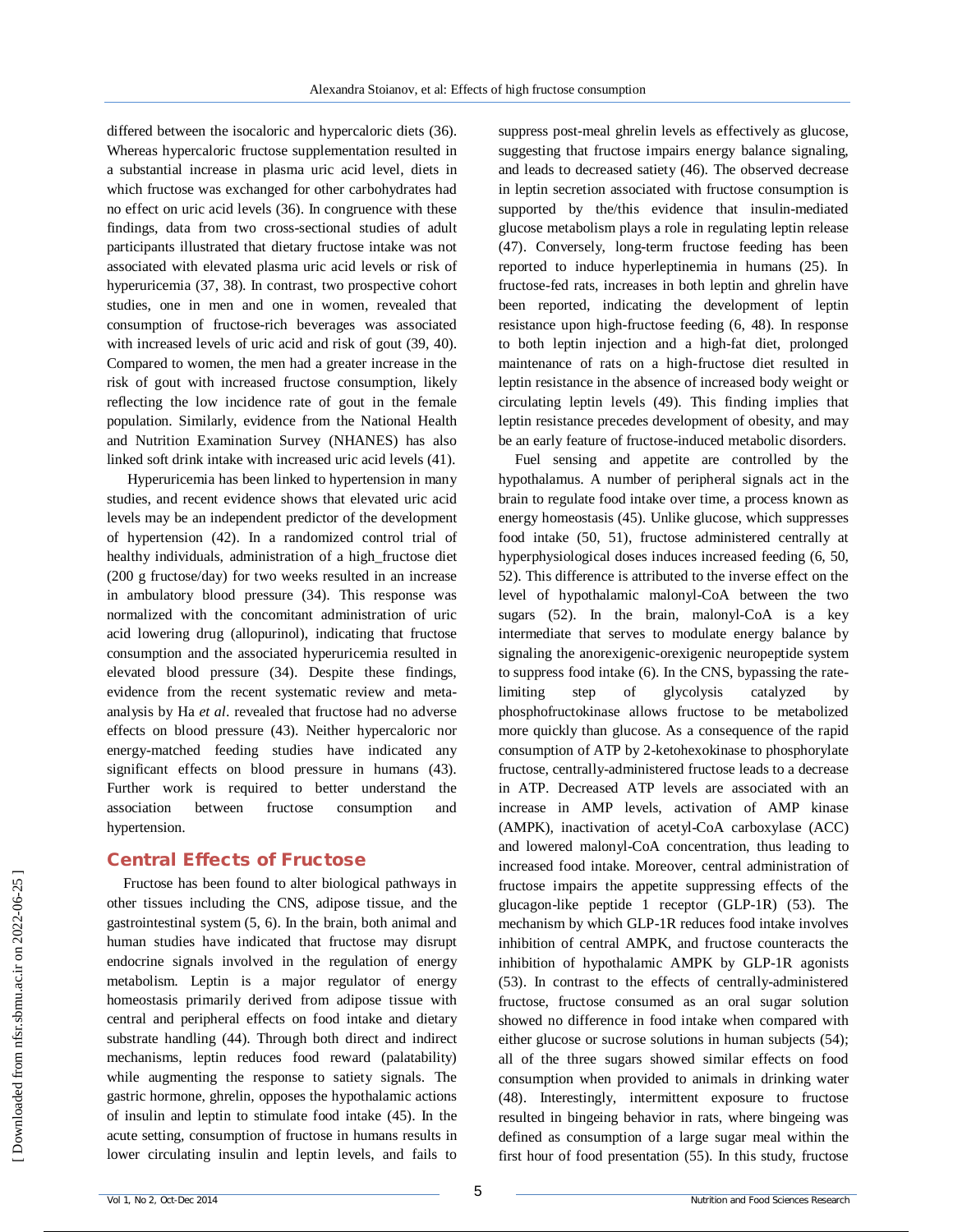differed between the isocaloric and hypercaloric diets (36). Whereas hypercaloric fructose supplementation resulted in a substantial increase in plasma uric acid level, diets in which fructose was exchanged for other carbohydrates had no effect on uric acid levels (36). In congruence with these findings, data from two cross-sectional studies of adult participants illustrated that dietary fructose intake was not associated with elevated plasma uric acid levels or risk of hyperuricemia (37, 38). In contrast, two prospective cohort studies, one in men and one in women, revealed that consumption of fructose-rich beverages was associated with increased levels of uric acid and risk of gout (39, 40). Compared to women, the men had a greater increase in the risk of gout with increased fructose consumption, likely reflecting the low incidence rate of gout in the female population. Similarly, evidence from the National Health and Nutrition Examination Survey (NHANES) has also linked soft drink intake with increased uric acid levels (41).

Hyperuricemia has been linked to hypertension in many studies, and recent evidence shows that elevated uric acid levels may be an independent predictor of the development of hypertension (42). In a randomized control trial of healthy individuals, administration of a high_fructose diet (200 g fructose/day) for two weeks resulted in an increase in ambulatory blood pressure (34). This response was normalized with the concomitant administration of uric acid lowering drug (allopurinol), indicating that fructose consumption and the associated hyperuricemia resulted in elevated blood pressure (34). Despite these findings, evidence from the recent systematic review and meta-analysis by Ha *et al*. revealed that fructose had no adverse effects on blood pressure (43). Neither hypercaloric nor energy-matched feeding studies have indicated any significant effects on blood pressure in humans (43). Further work is required to better understand the association between fructose consumption and hypertension.

## Central Effects of Fructose

Fructose has been found to alter biological pathways in other tissues including the CNS, adipose tissue, and the gastrointestinal system (5, 6). In the brain, both animal and human studies have indicated that fructose may disrupt endocrine signals involved in the regulation of energy metabolism. Leptin is a major regulator of energy homeostasis primarily derived from adipose tissue with central and peripheral effects on food intake and dietary substrate handling (44). Through both direct and indirect mechanisms, leptin reduces food reward (palatability) while augmenting the response to satiety signals. The gastric hormone, ghrelin, opposes the hypothalamic actions of insulin and leptin to stimulate food intake (45). In the acute setting, consumption of fructose in humans results in lower circulating insulin and leptin levels, and fails to suppress post-meal ghrelin levels as effectively as glucose, suggesting that fructose impairs energy balance signaling, and leads to decreased satiety (46). The observed decrease in leptin secretion associated with fructose consumption is supported by the/this evidence that insulin-mediated glucose metabolism plays a role in regulating leptin release (47). Conversely, long-term fructose feeding has been reported to induce hyperleptinemia in humans (25). In fructose-fed rats, increases in both leptin and ghrelin have been reported, indicating the development of leptin resistance upon high-fructose feeding (6, 48). In response to both leptin injection and a high-fat diet, prolonged maintenance of rats on a high-fructose diet resulted in leptin resistance in the absence of increased body weight or circulating leptin levels (49). This finding implies that leptin resistance precedes development of obesity, and may be an early feature of fructose-induced metabolic disorders.

Fuel sensing and appetite are controlled by the hypothalamus. A number of peripheral signals act in the brain to regulate food intake over time, a process known as energy homeostasis (45). Unlike glucose, which suppresses food intake (50, 51), fructose administered centrally at hyperphysiological doses induces increased feeding (6, 50, 52). This difference is attributed to the inverse effect on the level of hypothalamic malonyl-CoA between the two sugars (52). In the brain, malonyl-CoA is a key intermediate that serves to modulate energy balance by signaling the anorexigenic-orexigenic neuropeptide system to suppress food intake (6). In the CNS, bypassing the rate-limiting step of glycolysis catalyzed by phosphofructokinase allows fructose to be metabolized more quickly than glucose. As a consequence of the rapid consumption of ATP by 2-ketohexokinase to phosphorylate fructose, centrally-administered fructose leads to a decrease in ATP. Decreased ATP levels are associated with an increase in AMP levels, activation of AMP kinase (AMPK), inactivation of acetyl-CoA carboxylase (ACC) and lowered malonyl-CoA concentration, thus leading to increased food intake. Moreover, central administration of fructose impairs the appetite suppressing effects of the glucagon-like peptide 1 receptor (GLP-1R) (53). The mechanism by which GLP-1R reduces food intake involves inhibition of central AMPK, and fructose counteracts the inhibition of hypothalamic AMPK by GLP-1R agonists (53). In contrast to the effects of centrally-administered fructose, fructose consumed as an oral sugar solution showed no difference in food intake when compared with either glucose or sucrose solutions in human subjects (54); all of the three sugars showed similar effects on food consumption when provided to animals in drinking water (48). Interestingly, intermittent exposure to fructose resulted in bingeing behavior in rats, where bingeing was defined as consumption of a large sugar meal within the first hour of food presentation (55). In this study, fructose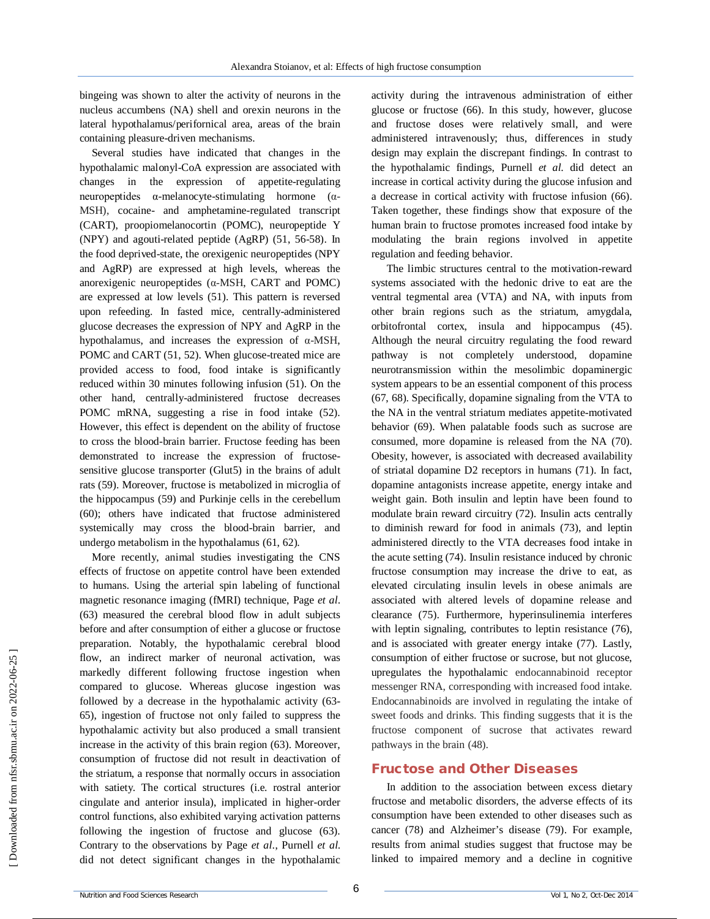bingeing was shown to alter the activity of neurons in the nucleus accumbens (NA) shell and orexin neurons in the lateral hypothalamus/perifornical area, areas of the brain containing pleasure-driven mechanisms.

Several studies have indicated that changes in the hypothalamic malonyl-CoA expression are associated with changes in the expression of appetite-regulating neuropeptides α-melanocyte-stimulating hormone (α-MSH), cocaine- and amphetamine-regulated transcript (CART), proopiomelanocortin (POMC), neuropeptide Y (NPY) and agouti-related peptide (AgRP) (51, 56-58). In the food deprived-state, the orexigenic neuropeptides (NPY and AgRP) are expressed at high levels, whereas the anorexigenic neuropeptides (α-MSH, CART and POMC) are expressed at low levels (51). This pattern is reversed upon refeeding. In fasted mice, centrally-administered glucose decreases the expression of NPY and AgRP in the hypothalamus, and increases the expression of α-MSH, POMC and CART (51, 52). When glucose-treated mice are provided access to food, food intake is significantly reduced within 30 minutes following infusion (51). On the other hand, centrally-administered fructose decreases POMC mRNA, suggesting a rise in food intake (52). However, this effect is dependent on the ability of fructose to cross the blood-brain barrier. Fructose feeding has been demonstrated to increase the expression of fructose-sensitive glucose transporter (Glut5) in the brains of adult rats (59). Moreover, fructose is metabolized in microglia of the hippocampus (59) and Purkinje cells in the cerebellum (60); others have indicated that fructose administered systemically may cross the blood-brain barrier, and undergo metabolism in the hypothalamus (61, 62).

More recently, animal studies investigating the CNS effects of fructose on appetite control have been extended to humans. Using the arterial spin labeling of functional magnetic resonance imaging (fMRI) technique, Page *et al*. (63) measured the cerebral blood flow in adult subjects before and after consumption of either a glucose or fructose preparation. Notably, the hypothalamic cerebral blood flow, an indirect marker of neuronal activation, was markedly different following fructose ingestion when compared to glucose. Whereas glucose ingestion was followed by a decrease in the hypothalamic activity (63-65), ingestion of fructose not only failed to suppress the hypothalamic activity but also produced a small transient increase in the activity of this brain region (63). Moreover, consumption of fructose did not result in deactivation of the striatum, a response that normally occurs in association with satiety. The cortical structures (i.e. rostral anterior cingulate and anterior insula), implicated in higher-order control functions, also exhibited varying activation patterns following the ingestion of fructose and glucose (63). Contrary to the observations by Page *et al*., Purnell *et al.* did not detect significant changes in the hypothalamic activity during the intravenous administration of either glucose or fructose (66). In this study, however, glucose and fructose doses were relatively small, and were administered intravenously; thus, differences in study design may explain the discrepant findings. In contrast to the hypothalamic findings, Purnell *et al.* did detect an increase in cortical activity during the glucose infusion and a decrease in cortical activity with fructose infusion (66). Taken together, these findings show that exposure of the human brain to fructose promotes increased food intake by modulating the brain regions involved in appetite regulation and feeding behavior.

The limbic structures central to the motivation-reward systems associated with the hedonic drive to eat are the ventral tegmental area (VTA) and NA, with inputs from other brain regions such as the striatum, amygdala, orbitofrontal cortex, insula and hippocampus (45). Although the neural circuitry regulating the food reward pathway is not completely understood, dopamine neurotransmission within the mesolimbic dopaminergic system appears to be an essential component of this process (67, 68). Specifically, dopamine signaling from the VTA to the NA in the ventral striatum mediates appetite-motivated behavior (69). When palatable foods such as sucrose are consumed, more dopamine is released from the NA (70). Obesity, however, is associated with decreased availability of striatal dopamine D2 receptors in humans (71). In fact, dopamine antagonists increase appetite, energy intake and weight gain. Both insulin and leptin have been found to modulate brain reward circuitry (72). Insulin acts centrally to diminish reward for food in animals (73), and leptin administered directly to the VTA decreases food intake in the acute setting (74). Insulin resistance induced by chronic fructose consumption may increase the drive to eat, as elevated circulating insulin levels in obese animals are associated with altered levels of dopamine release and clearance (75). Furthermore, hyperinsulinemia interferes with leptin signaling, contributes to leptin resistance (76), and is associated with greater energy intake (77). Lastly, consumption of either fructose or sucrose, but not glucose, upregulates the hypothalamic endocannabinoid receptor messenger RNA, corresponding with increased food intake. Endocannabinoids are involved in regulating the intake of sweet foods and drinks. This finding suggests that it is the fructose component of sucrose that activates reward pathways in the brain (48).

## Fructose and Other Diseases

In addition to the association between excess dietary fructose and metabolic disorders, the adverse effects of its consumption have been extended to other diseases such as cancer (78) and Alzheimer's disease (79). For example, results from animal studies suggest that fructose may be linked to impaired memory and a decline in cognitive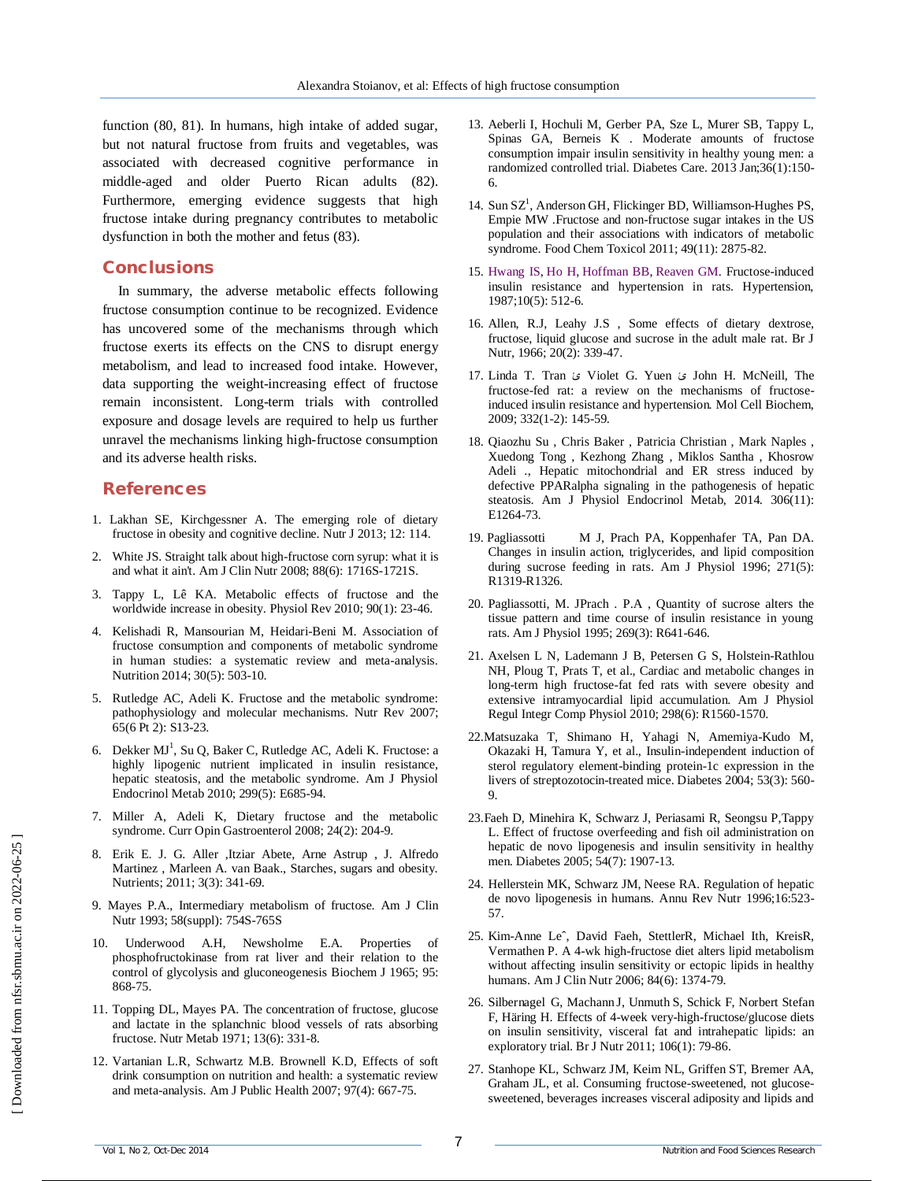function (80, 81). In humans, high intake of added sugar, but not natural fructose from fruits and vegetables, was associated with decreased cognitive performance in middle-aged and older Puerto Rican adults (82). Furthermore, emerging evidence suggests that high fructose intake during pregnancy contributes to metabolic dysfunction in both the mother and fetus (83).

## Conclusions

In summary, the adverse metabolic effects following fructose consumption continue to be recognized. Evidence has uncovered some of the mechanisms through which fructose exerts its effects on the CNS to disrupt energy metabolism, and lead to increased food intake. However, data supporting the weight-increasing effect of fructose remain inconsistent. Long-term trials with controlled exposure and dosage levels are required to help us further unravel the mechanisms linking high-fructose consumption and its adverse health risks.

## References

1. Lakhan SE, Kirchgessner A. The emerging role of dietary fructose in obesity and cognitive decline. Nutr J 2013; 12: 114.
2. White JS. Straight talk about high-fructose corn syrup: what it is and what it ain't. Am J Clin Nutr 2008; 88(6): 1716S-1721S.
3. Tappy L, Lê KA. Metabolic effects of fructose and the worldwide increase in obesity. Physiol Rev 2010; 90(1): 23-46.
4. Kelishadi R, Mansourian M, Heidari-Beni M. Association of fructose consumption and components of metabolic syndrome in human studies: a systematic review and meta-analysis. Nutrition 2014; 30(5): 503-10.
5. Rutledge AC, Adeli K. Fructose and the metabolic syndrome: pathophysiology and molecular mechanisms. Nutr Rev 2007; 65(6 Pt 2): S13-23.
6. Dekker MJ[1], Su Q, Baker C, Rutledge AC, Adeli K. Fructose: a highly lipogenic nutrient implicated in insulin resistance, hepatic steatosis, and the metabolic syndrome. Am J Physiol Endocrinol Metab 2010; 299(5): E685-94.
7. Miller A, Adeli K, Dietary fructose and the metabolic syndrome. Curr Opin Gastroenterol 2008; 24(2): 204-9.
8. Erik E. J. G. Aller ,Itziar Abete, Arne Astrup , J. Alfredo Martinez , Marleen A. van Baak., Starches, sugars and obesity. Nutrients; 2011; 3(3): 341-69.
9. Mayes P.A., Intermediary metabolism of fructose. Am J Clin Nutr 1993; 58(suppl): 754S-765S
10. Underwood A.H, Newsholme E.A. Properties of phosphofructokinase from rat liver and their relation to the control of glycolysis and gluconeogenesis Biochem J 1965; 95: 868-75.
11. Topping DL, Mayes PA. The concentration of fructose, glucose and lactate in the splanchnic blood vessels of rats absorbing fructose. Nutr Metab 1971; 13(6): 331-8.
12. Vartanian L.R, Schwartz M.B. Brownell K.D, Effects of soft drink consumption on nutrition and health: a systematic review and meta-analysis. Am J Public Health 2007; 97(4): 667-75.
13. Aeberli I, Hochuli M, Gerber PA, Sze L, Murer SB, Tappy L, Spinas GA, Berneis K . Moderate amounts of fructose consumption impair insulin sensitivity in healthy young men: a randomized controlled trial. Diabetes Care. 2013 Jan;36(1):150-6.
14. Sun SZ[1], Anderson GH, Flickinger BD, Williamson-Hughes PS, Empie MW .Fructose and non-fructose sugar intakes in the US population and their associations with indicators of metabolic syndrome. Food Chem Toxicol 2011; 49(11): 2875-82.
15. Hwang IS, Ho H, Hoffman BB, Reaven GM. Fructose-induced insulin resistance and hypertension in rats. Hypertension, 1987;10(5): 512-6.
16. Allen, R.J, Leahy J.S , Some effects of dietary dextrose, fructose, liquid glucose and sucrose in the adult male rat. Br J Nutr, 1966; 20(2): 339-47.
17. Linda T. Tran ی Violet G. Yuen ی John H. McNeill, The fructose-fed rat: a review on the mechanisms of fructose-induced insulin resistance and hypertension. Mol Cell Biochem, 2009; 332(1-2): 145-59.
18. Qiaozhu Su , Chris Baker , Patricia Christian , Mark Naples , Xuedong Tong , Kezhong Zhang , Miklos Santha , Khosrow Adeli ., Hepatic mitochondrial and ER stress induced by defective PPARalpha signaling in the pathogenesis of hepatic steatosis. Am J Physiol Endocrinol Metab, 2014. 306(11): E1264-73.
19. Pagliassotti M J, Prach PA, Koppenhafer TA, Pan DA. Changes in insulin action, triglycerides, and lipid composition during sucrose feeding in rats. Am J Physiol 1996; 271(5): R1319-R1326.
20. Pagliassotti, M. JPrach . P.A , Quantity of sucrose alters the tissue pattern and time course of insulin resistance in young rats. Am J Physiol 1995; 269(3): R641-646.
21. Axelsen L N, Lademann J B, Petersen G S, Holstein-Rathlou NH, Ploug T, Prats T, et al., Cardiac and metabolic changes in long-term high fructose-fat fed rats with severe obesity and extensive intramyocardial lipid accumulation. Am J Physiol Regul Integr Comp Physiol 2010; 298(6): R1560-1570.
22. Matsuzaka T, Shimano H, Yahagi N, Amemiya-Kudo M, Okazaki H, Tamura Y, et al., Insulin-independent induction of sterol regulatory element-binding protein-1c expression in the livers of streptozotocin-treated mice. Diabetes 2004; 53(3): 560-9.
23. Faeh D, Minehira K, Schwarz J, Periasami R, Seongsu P,Tappy L. Effect of fructose overfeeding and fish oil administration on hepatic de novo lipogenesis and insulin sensitivity in healthy men. Diabetes 2005; 54(7): 1907-13.
24. Hellerstein MK, Schwarz JM, Neese RA. Regulation of hepatic de novo lipogenesis in humans. Annu Rev Nutr 1996;16:523-57.
25. Kim-Anne Leˆ, David Faeh, StettlerR, Michael Ith, KreisR, Vermathen P. A 4-wk high-fructose diet alters lipid metabolism without affecting insulin sensitivity or ectopic lipids in healthy humans. Am J Clin Nutr 2006; 84(6): 1374-79.
26. Silbernagel G, Machann J, Unmuth S, Schick F, Norbert Stefan F, Häring H. Effects of 4-week very-high-fructose/glucose diets on insulin sensitivity, visceral fat and intrahepatic lipids: an exploratory trial. Br J Nutr 2011; 106(1): 79-86.
27. Stanhope KL, Schwarz JM, Keim NL, Griffen ST, Bremer AA, Graham JL, et al. Consuming fructose-sweetened, not glucose-sweetened, beverages increases visceral adiposity and lipids and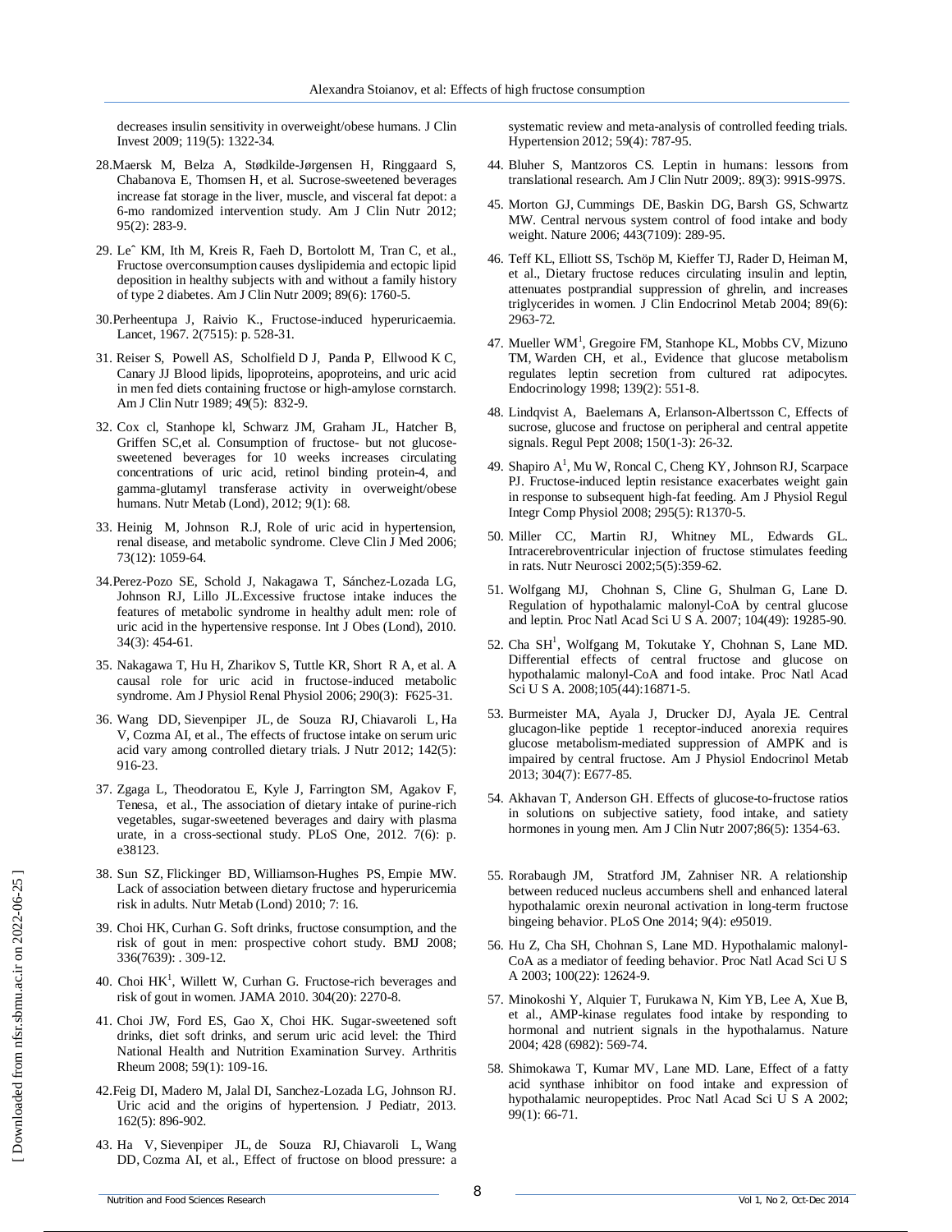decreases insulin sensitivity in overweight/obese humans. J Clin Invest 2009; 119(5): 1322-34.

28. Maersk M, Belza A, Stødkilde-Jørgensen H, Ringgaard S, Chabanova E, Thomsen H, et al. Sucrose-sweetened beverages increase fat storage in the liver, muscle, and visceral fat depot: a 6-mo randomized intervention study. Am J Clin Nutr 2012; 95(2): 283-9.

29. Leˆ KM, Ith M, Kreis R, Faeh D, Bortolott M, Tran C, et al., Fructose overconsumption causes dyslipidemia and ectopic lipid deposition in healthy subjects with and without a family history of type 2 diabetes. Am J Clin Nutr 2009; 89(6): 1760-5.

30. Perheentupa J, Raivio K., Fructose-induced hyperuricaemia. Lancet, 1967. 2(7515): p. 528-31.

31. Reiser S, Powell AS, Scholfield D J, Panda P, Ellwood K C, Canary JJ Blood lipids, lipoproteins, apoproteins, and uric acid in men fed diets containing fructose or high-amylose cornstarch. Am J Clin Nutr 1989; 49(5): 832-9.

32. Cox cl, Stanhope kl, Schwarz JM, Graham JL, Hatcher B, Griffen SC,et al. Consumption of fructose- but not glucose-sweetened beverages for 10 weeks increases circulating concentrations of uric acid, retinol binding protein-4, and gamma-glutamyl transferase activity in overweight/obese humans. Nutr Metab (Lond), 2012; 9(1): 68.

33. Heinig M, Johnson R.J, Role of uric acid in hypertension, renal disease, and metabolic syndrome. Cleve Clin J Med 2006; 73(12): 1059-64.

34. Perez-Pozo SE, Schold J, Nakagawa T, Sánchez-Lozada LG, Johnson RJ, Lillo JL.Excessive fructose intake induces the features of metabolic syndrome in healthy adult men: role of uric acid in the hypertensive response. Int J Obes (Lond), 2010. 34(3): 454-61.

35. Nakagawa T, Hu H, Zharikov S, Tuttle KR, Short R A, et al. A causal role for uric acid in fructose-induced metabolic syndrome. Am J Physiol Renal Physiol 2006; 290(3): F625-31.

36. Wang DD, Sievenpiper JL, de Souza RJ, Chiavaroli L, Ha V, Cozma AI, et al., The effects of fructose intake on serum uric acid vary among controlled dietary trials. J Nutr 2012; 142(5): 916-23.

37. Zgaga L, Theodoratou E, Kyle J, Farrington SM, Agakov F, Tenesa, et al., The association of dietary intake of purine-rich vegetables, sugar-sweetened beverages and dairy with plasma urate, in a cross-sectional study. PLoS One, 2012. 7(6): p. e38123.

38. Sun SZ, Flickinger BD, Williamson-Hughes PS, Empie MW. Lack of association between dietary fructose and hyperuricemia risk in adults. Nutr Metab (Lond) 2010; 7: 16.

39. Choi HK, Curhan G. Soft drinks, fructose consumption, and the risk of gout in men: prospective cohort study. BMJ 2008; 336(7639): . 309-12.

40. Choi HK[1], Willett W, Curhan G. Fructose-rich beverages and risk of gout in women. JAMA 2010. 304(20): 2270-8.

41. Choi JW, Ford ES, Gao X, Choi HK. Sugar-sweetened soft drinks, diet soft drinks, and serum uric acid level: the Third National Health and Nutrition Examination Survey. Arthritis Rheum 2008; 59(1): 109-16.

42. Feig DI, Madero M, Jalal DI, Sanchez-Lozada LG, Johnson RJ. Uric acid and the origins of hypertension. J Pediatr, 2013. 162(5): 896-902.

43. Ha V, Sievenpiper JL, de Souza RJ, Chiavaroli L, Wang DD, Cozma AI, et al., Effect of fructose on blood pressure: a systematic review and meta-analysis of controlled feeding trials. Hypertension 2012; 59(4): 787-95.

44. Bluher S, Mantzoros CS. Leptin in humans: lessons from translational research. Am J Clin Nutr 2009;. 89(3): 991S-997S.

45. Morton GJ, Cummings DE, Baskin DG, Barsh GS, Schwartz MW. Central nervous system control of food intake and body weight. Nature 2006; 443(7109): 289-95.

46. Teff KL, Elliott SS, Tschöp M, Kieffer TJ, Rader D, Heiman M, et al., Dietary fructose reduces circulating insulin and leptin, attenuates postprandial suppression of ghrelin, and increases triglycerides in women. J Clin Endocrinol Metab 2004; 89(6): 2963-72.

47. Mueller WM[1], Gregoire FM, Stanhope KL, Mobbs CV, Mizuno TM, Warden CH, et al., Evidence that glucose metabolism regulates leptin secretion from cultured rat adipocytes. Endocrinology 1998; 139(2): 551-8.

48. Lindqvist A, Baelemans A, Erlanson-Albertsson C, Effects of sucrose, glucose and fructose on peripheral and central appetite signals. Regul Pept 2008; 150(1-3): 26-32.

49. Shapiro A[1], Mu W, Roncal C, Cheng KY, Johnson RJ, Scarpace PJ. Fructose-induced leptin resistance exacerbates weight gain in response to subsequent high-fat feeding. Am J Physiol Regul Integr Comp Physiol 2008; 295(5): R1370-5.

50. Miller CC, Martin RJ, Whitney ML, Edwards GL. Intracerebroventricular injection of fructose stimulates feeding in rats. Nutr Neurosci 2002;5(5):359-62.

51. Wolfgang MJ, Chohnan S, Cline G, Shulman G, Lane D. Regulation of hypothalamic malonyl-CoA by central glucose and leptin. Proc Natl Acad Sci U S A. 2007; 104(49): 19285-90.

52. Cha SH[1], Wolfgang M, Tokutake Y, Chohnan S, Lane MD. Differential effects of central fructose and glucose on hypothalamic malonyl-CoA and food intake. Proc Natl Acad Sci U S A. 2008;105(44):16871-5.

53. Burmeister MA, Ayala J, Drucker DJ, Ayala JE. Central glucagon-like peptide 1 receptor-induced anorexia requires glucose metabolism-mediated suppression of AMPK and is impaired by central fructose. Am J Physiol Endocrinol Metab 2013; 304(7): E677-85.

54. Akhavan T, Anderson GH. Effects of glucose-to-fructose ratios in solutions on subjective satiety, food intake, and satiety hormones in young men. Am J Clin Nutr 2007;86(5): 1354-63.

55. Rorabaugh JM, Stratford JM, Zahniser NR. A relationship between reduced nucleus accumbens shell and enhanced lateral hypothalamic orexin neuronal activation in long-term fructose bingeing behavior. PLoS One 2014; 9(4): e95019.

56. Hu Z, Cha SH, Chohnan S, Lane MD. Hypothalamic malonyl-CoA as a mediator of feeding behavior. Proc Natl Acad Sci U S A 2003; 100(22): 12624-9.

57. Minokoshi Y, Alquier T, Furukawa N, Kim YB, Lee A, Xue B, et al., AMP-kinase regulates food intake by responding to hormonal and nutrient signals in the hypothalamus. Nature 2004; 428 (6982): 569-74.

58. Shimokawa T, Kumar MV, Lane MD. Lane, Effect of a fatty acid synthase inhibitor on food intake and expression of hypothalamic neuropeptides. Proc Natl Acad Sci U S A 2002; 99(1): 66-71.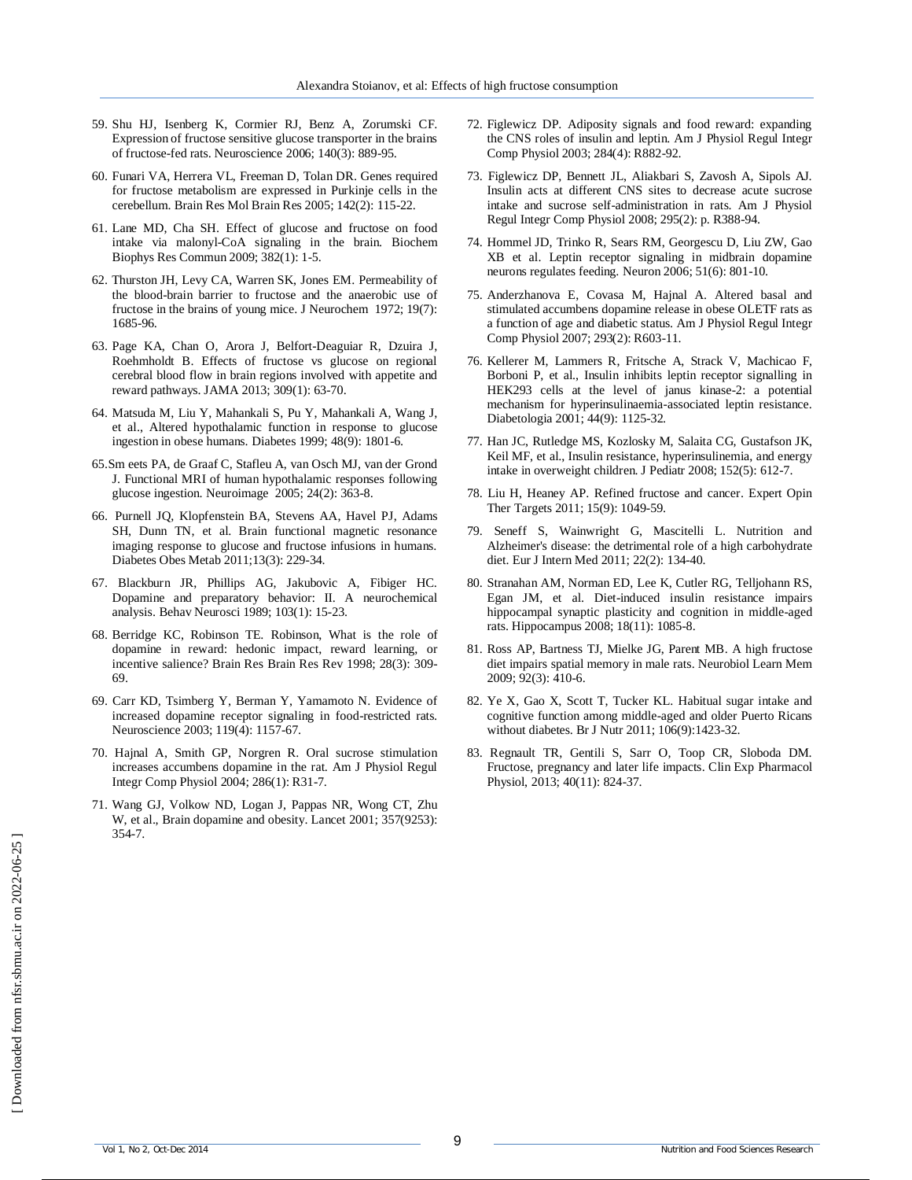59. Shu HJ, Isenberg K, Cormier RJ, Benz A, Zorumski CF. Expression of fructose sensitive glucose transporter in the brains of fructose-fed rats. Neuroscience 2006; 140(3): 889-95.

60. Funari VA, Herrera VL, Freeman D, Tolan DR. Genes required for fructose metabolism are expressed in Purkinje cells in the cerebellum. Brain Res Mol Brain Res 2005; 142(2): 115-22.

61. Lane MD, Cha SH. Effect of glucose and fructose on food intake via malonyl-CoA signaling in the brain. Biochem Biophys Res Commun 2009; 382(1): 1-5.

62. Thurston JH, Levy CA, Warren SK, Jones EM. Permeability of the blood-brain barrier to fructose and the anaerobic use of fructose in the brains of young mice. J Neurochem 1972; 19(7): 1685-96.

63. Page KA, Chan O, Arora J, Belfort-Deaguiar R, Dzuira J, Roehmholdt B. Effects of fructose vs glucose on regional cerebral blood flow in brain regions involved with appetite and reward pathways. JAMA 2013; 309(1): 63-70.

64. Matsuda M, Liu Y, Mahankali S, Pu Y, Mahankali A, Wang J, et al., Altered hypothalamic function in response to glucose ingestion in obese humans. Diabetes 1999; 48(9): 1801-6.

65. Sm eets PA, de Graaf C, Stafleu A, van Osch MJ, van der Grond J. Functional MRI of human hypothalamic responses following glucose ingestion. Neuroimage 2005; 24(2): 363-8.

66. Purnell JQ, Klopfenstein BA, Stevens AA, Havel PJ, Adams SH, Dunn TN, et al. Brain functional magnetic resonance imaging response to glucose and fructose infusions in humans. Diabetes Obes Metab 2011;13(3): 229-34.

67. Blackburn JR, Phillips AG, Jakubovic A, Fibiger HC. Dopamine and preparatory behavior: II. A neurochemical analysis. Behav Neurosci 1989; 103(1): 15-23.

68. Berridge KC, Robinson TE. Robinson, What is the role of dopamine in reward: hedonic impact, reward learning, or incentive salience? Brain Res Brain Res Rev 1998; 28(3): 309-69.

69. Carr KD, Tsimberg Y, Berman Y, Yamamoto N. Evidence of increased dopamine receptor signaling in food-restricted rats. Neuroscience 2003; 119(4): 1157-67.

70. Hajnal A, Smith GP, Norgren R. Oral sucrose stimulation increases accumbens dopamine in the rat. Am J Physiol Regul Integr Comp Physiol 2004; 286(1): R31-7.

71. Wang GJ, Volkow ND, Logan J, Pappas NR, Wong CT, Zhu W, et al., Brain dopamine and obesity. Lancet 2001; 357(9253): 354-7.

72. Figlewicz DP. Adiposity signals and food reward: expanding the CNS roles of insulin and leptin. Am J Physiol Regul Integr Comp Physiol 2003; 284(4): R882-92.

73. Figlewicz DP, Bennett JL, Aliakbari S, Zavosh A, Sipols AJ. Insulin acts at different CNS sites to decrease acute sucrose intake and sucrose self-administration in rats. Am J Physiol Regul Integr Comp Physiol 2008; 295(2): p. R388-94.

74. Hommel JD, Trinko R, Sears RM, Georgescu D, Liu ZW, Gao XB et al. Leptin receptor signaling in midbrain dopamine neurons regulates feeding. Neuron 2006; 51(6): 801-10.

75. Anderzhanova E, Covasa M, Hajnal A. Altered basal and stimulated accumbens dopamine release in obese OLETF rats as a function of age and diabetic status. Am J Physiol Regul Integr Comp Physiol 2007; 293(2): R603-11.

76. Kellerer M, Lammers R, Fritsche A, Strack V, Machicao F, Borboni P, et al., Insulin inhibits leptin receptor signalling in HEK293 cells at the level of janus kinase-2: a potential mechanism for hyperinsulinaemia-associated leptin resistance. Diabetologia 2001; 44(9): 1125-32.

77. Han JC, Rutledge MS, Kozlosky M, Salaita CG, Gustafson JK, Keil MF, et al., Insulin resistance, hyperinsulinemia, and energy intake in overweight children. J Pediatr 2008; 152(5): 612-7.

78. Liu H, Heaney AP. Refined fructose and cancer. Expert Opin Ther Targets 2011; 15(9): 1049-59.

79. Seneff S, Wainwright G, Mascitelli L. Nutrition and Alzheimer's disease: the detrimental role of a high carbohydrate diet. Eur J Intern Med 2011; 22(2): 134-40.

80. Stranahan AM, Norman ED, Lee K, Cutler RG, Telljohann RS, Egan JM, et al. Diet-induced insulin resistance impairs hippocampal synaptic plasticity and cognition in middle-aged rats. Hippocampus 2008; 18(11): 1085-8.

81. Ross AP, Bartness TJ, Mielke JG, Parent MB. A high fructose diet impairs spatial memory in male rats. Neurobiol Learn Mem 2009; 92(3): 410-6.

82. Ye X, Gao X, Scott T, Tucker KL. Habitual sugar intake and cognitive function among middle-aged and older Puerto Ricans without diabetes. Br J Nutr 2011; 106(9):1423-32.

83. Regnault TR, Gentili S, Sarr O, Toop CR, Sloboda DM. Fructose, pregnancy and later life impacts. Clin Exp Pharmacol Physiol, 2013; 40(11): 824-37.